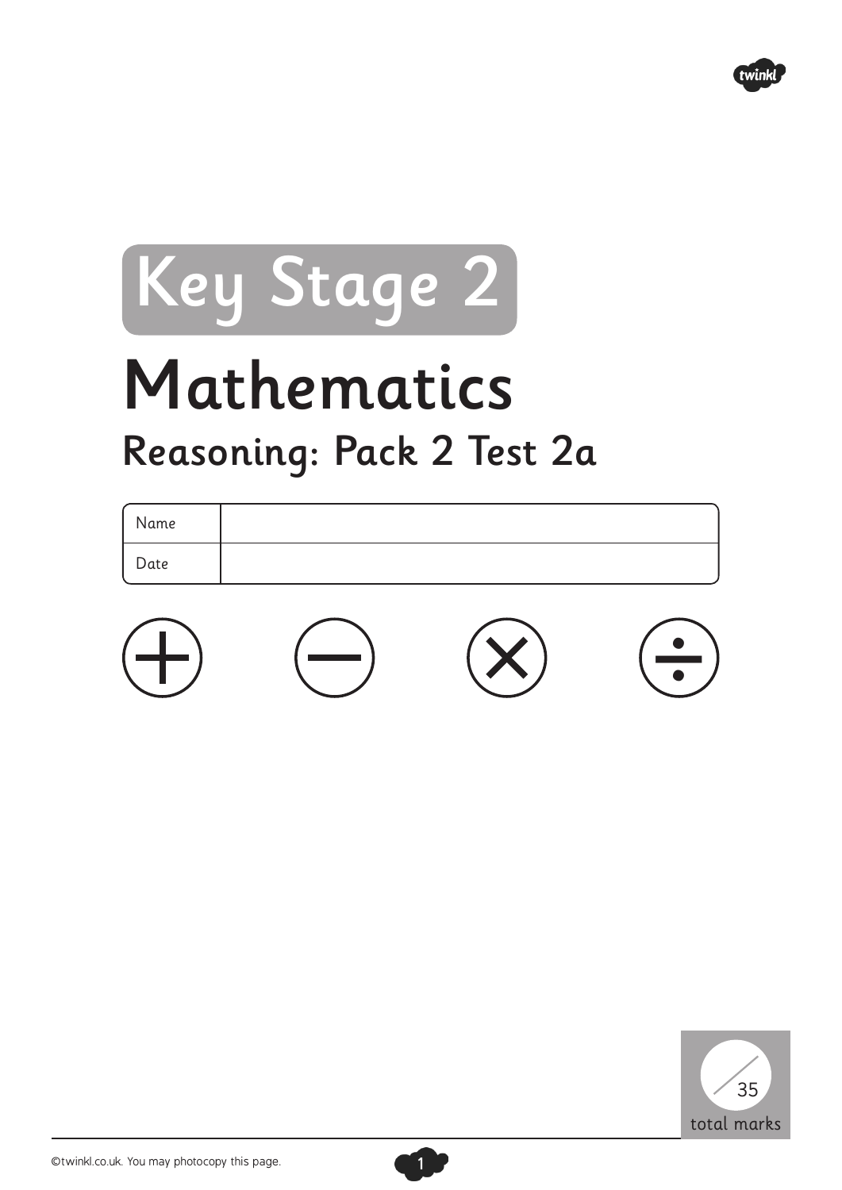# Key Stage 2

# Mathematics

## Reasoning: Pack 2 Test 2a

| Name | |
|---|---|
| Date | |

/35 total marks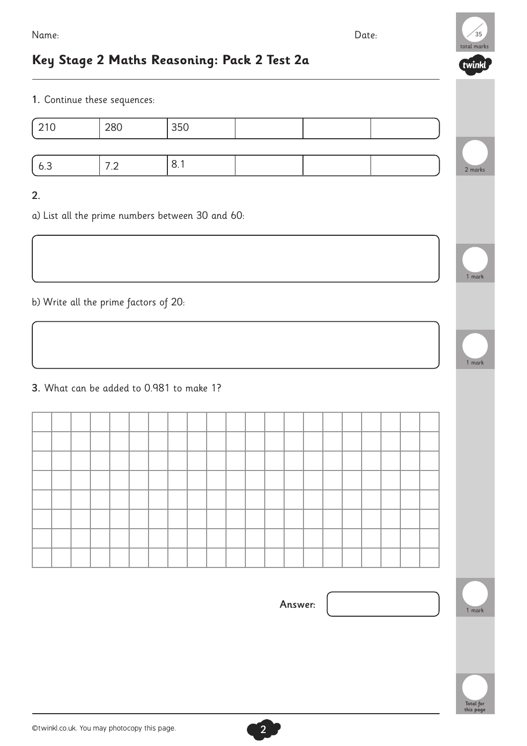Name: Date:

# Key Stage 2 Maths Reasoning: Pack 2 Test 2a

1. Continue these sequences:

| 210 | 280 | 350 | | | |
|---|---|---|---|---|---|

| 6.3 | 7.2 | 8.1 | | | |
|---|---|---|---|---|---|

2 marks

2.

a) List all the prime numbers between 30 and 60:

1 mark

b) Write all the prime factors of 20:

1 mark

3. What can be added to 0.981 to make 1?

Answer:

1 mark

Total for this page

35 total marks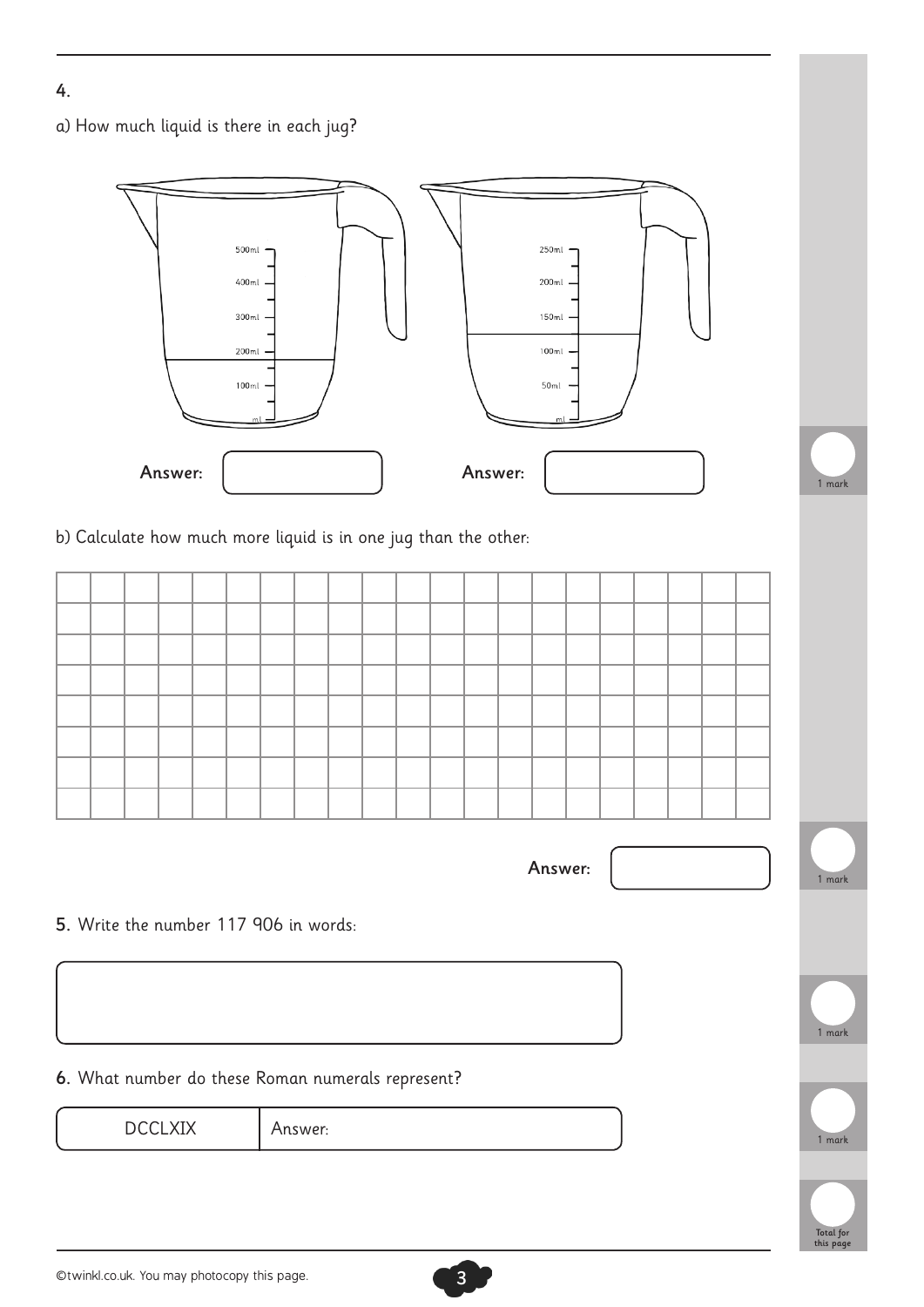4.

a) How much liquid is there in each jug?

500ml
400ml
300ml
200ml
100ml
ml

250ml
200ml
150ml
100ml
50ml
ml

**Answer:** ____________ **Answer:** ____________

1 mark

b) Calculate how much more liquid is in one jug than the other:

**Answer:** ____________

1 mark

**5.** Write the number 117 906 in words:

1 mark

**6.** What number do these Roman numerals represent?

| DCCLXIX | Answer: |
|---|---|

1 mark

Total for this page

©twinkl.co.uk. You may photocopy this page.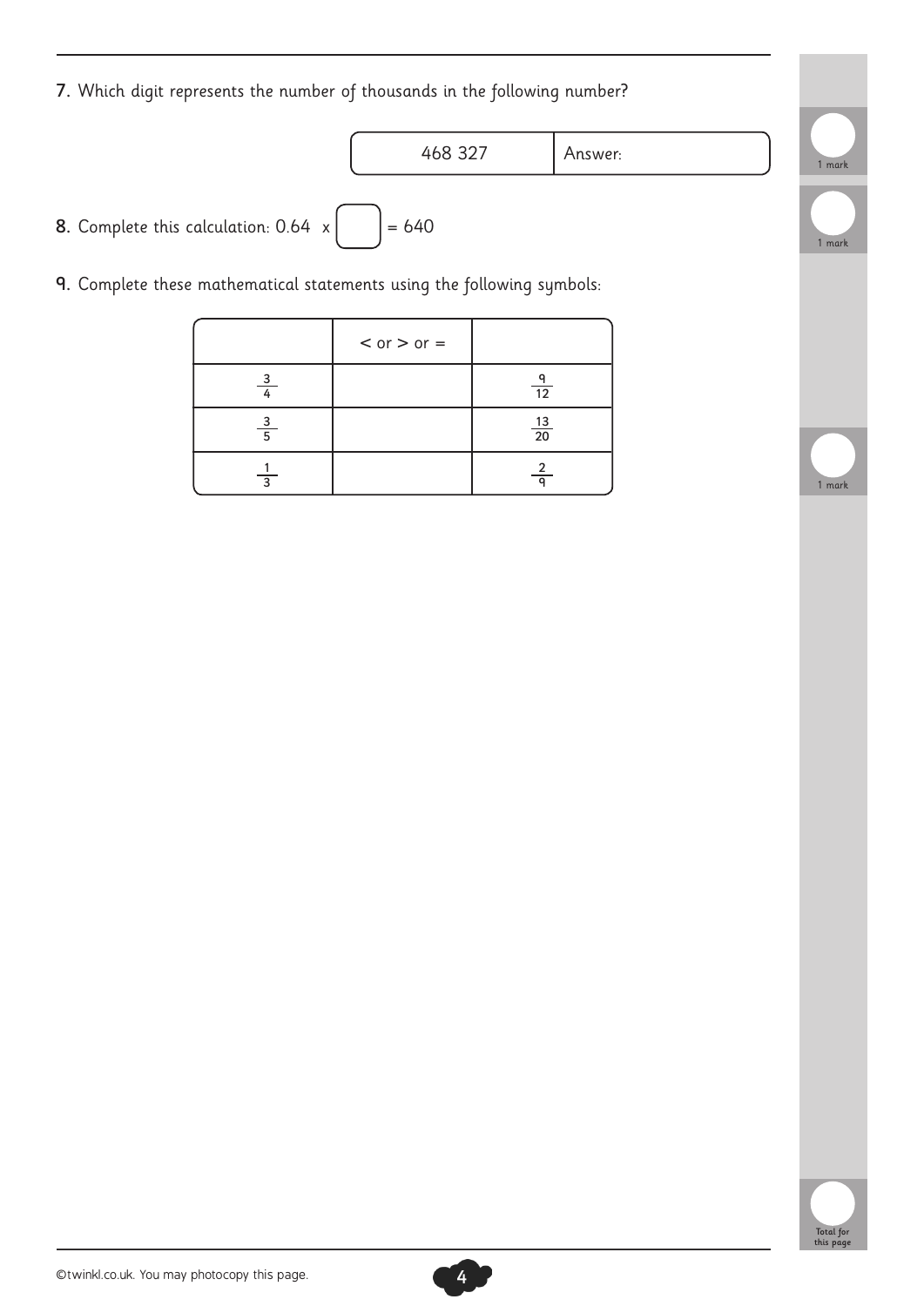7. Which digit represents the number of thousands in the following number?

| 468 327 | Answer: |
|---|---|

1 mark

8. Complete this calculation: 0.64 x ☐ = 640

1 mark

9. Complete these mathematical statements using the following symbols:

| | < or > or = | |
|---|---|---|
| $\frac{3}{4}$ | | $\frac{9}{12}$ |
| $\frac{3}{5}$ | | $\frac{13}{20}$ |
| $\frac{1}{3}$ | | $\frac{2}{9}$ |

1 mark

Total for this page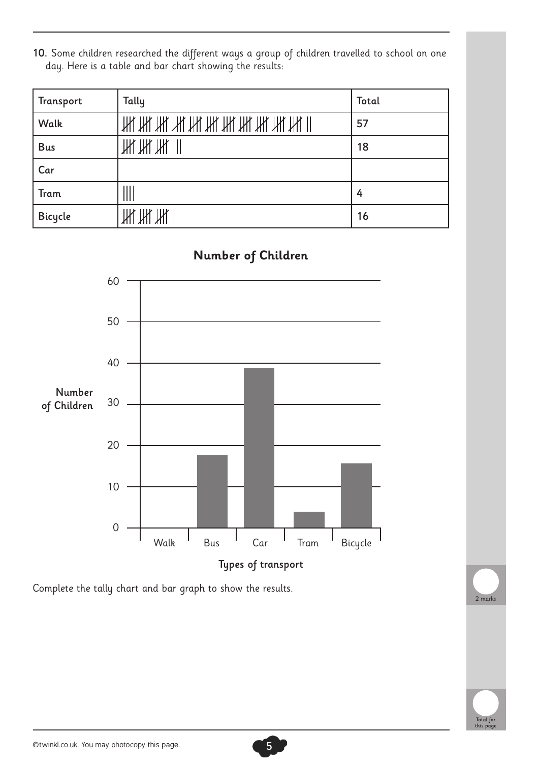10. Some children researched the different ways a group of children travelled to school on one day. Here is a table and bar chart showing the results:

| Transport | Tally | Total |
|---|---|---|
| Walk | 卌 卌 卌 卌 卌 卌 卌 卌 卌 卌 卌 II | 57 |
| Bus | 卌 卌 卌 III | 18 |
| Car | | |
| Tram | IIII | 4 |
| Bicycle | 卌 卌 卌 I | 16 |

**Number of Children**

| Types of transport | Number of Children (bar height) |
|---|---|
| Walk | |
| Bus | 18 |
| Car | 39 |
| Tram | 4 |
| Bicycle | 16 |

Complete the tally chart and bar graph to show the results.

2 marks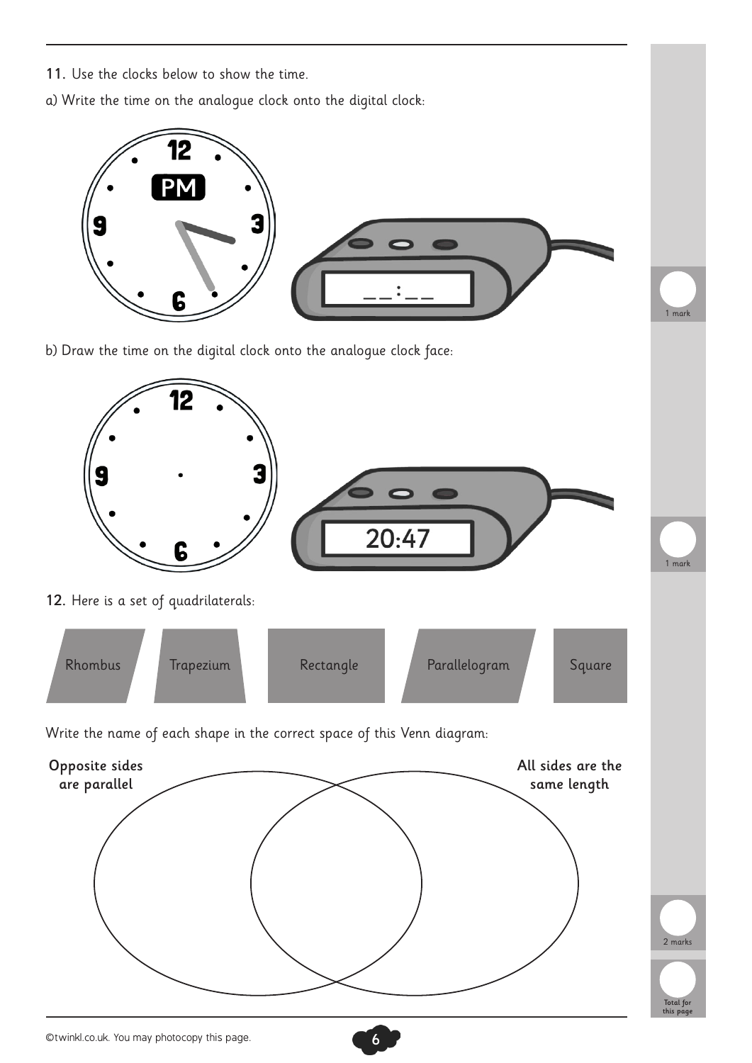11. Use the clocks below to show the time.

a) Write the time on the analogue clock onto the digital clock:

PM

__:__

1 mark

b) Draw the time on the digital clock onto the analogue clock face:

20:47

1 mark

12. Here is a set of quadrilaterals:

Rhombus | Trapezium | Rectangle | Parallelogram | Square

Write the name of each shape in the correct space of this Venn diagram:

**Opposite sides are parallel**

**All sides are the same length**

2 marks

Total for this page

©twinkl.co.uk. You may photocopy this page.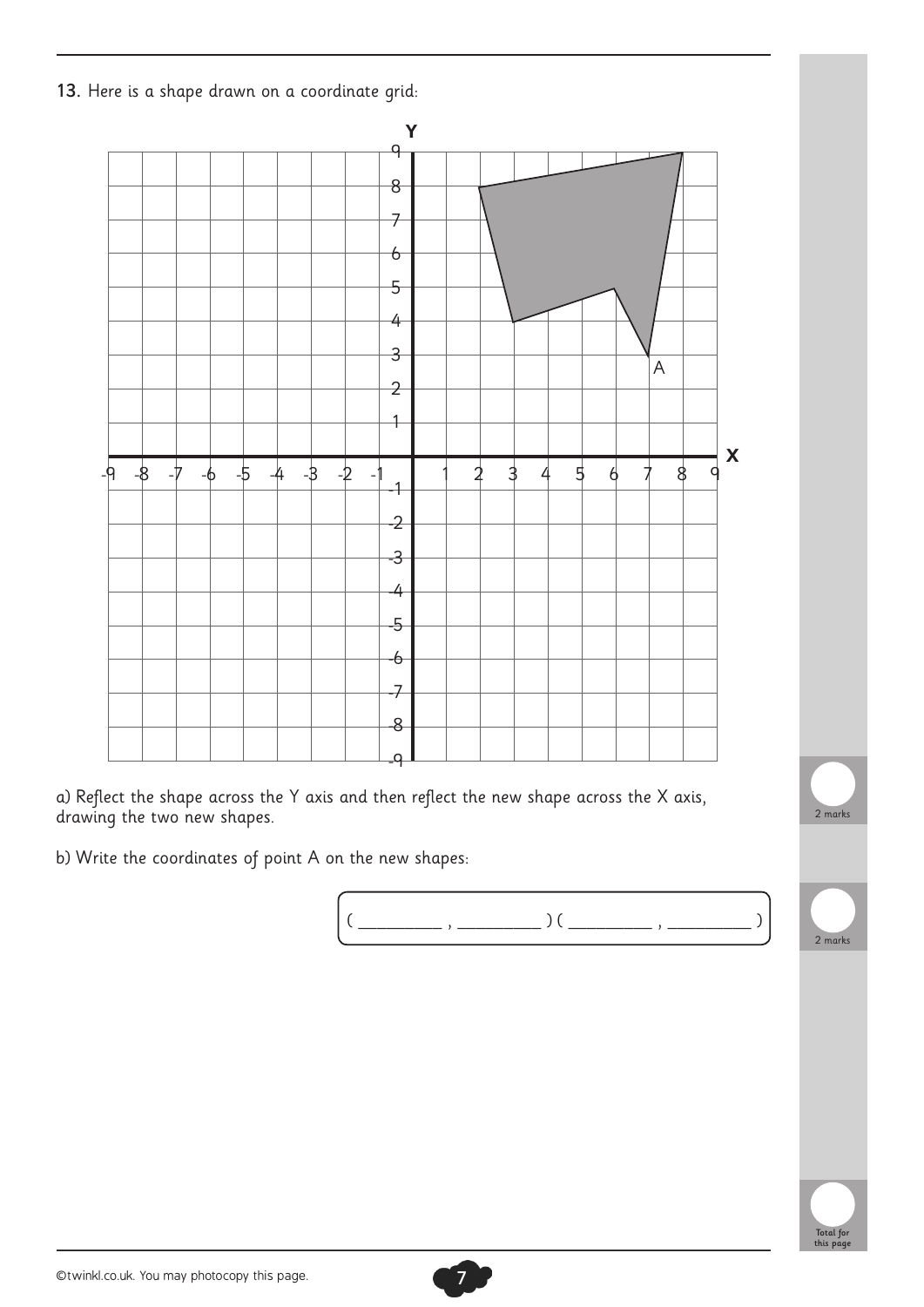13. Here is a shape drawn on a coordinate grid:

a) Reflect the shape across the Y axis and then reflect the new shape across the X axis, drawing the two new shapes.

2 marks

b) Write the coordinates of point A on the new shapes:

( __________ , __________ ) ( __________ , __________ )

2 marks

Total for this page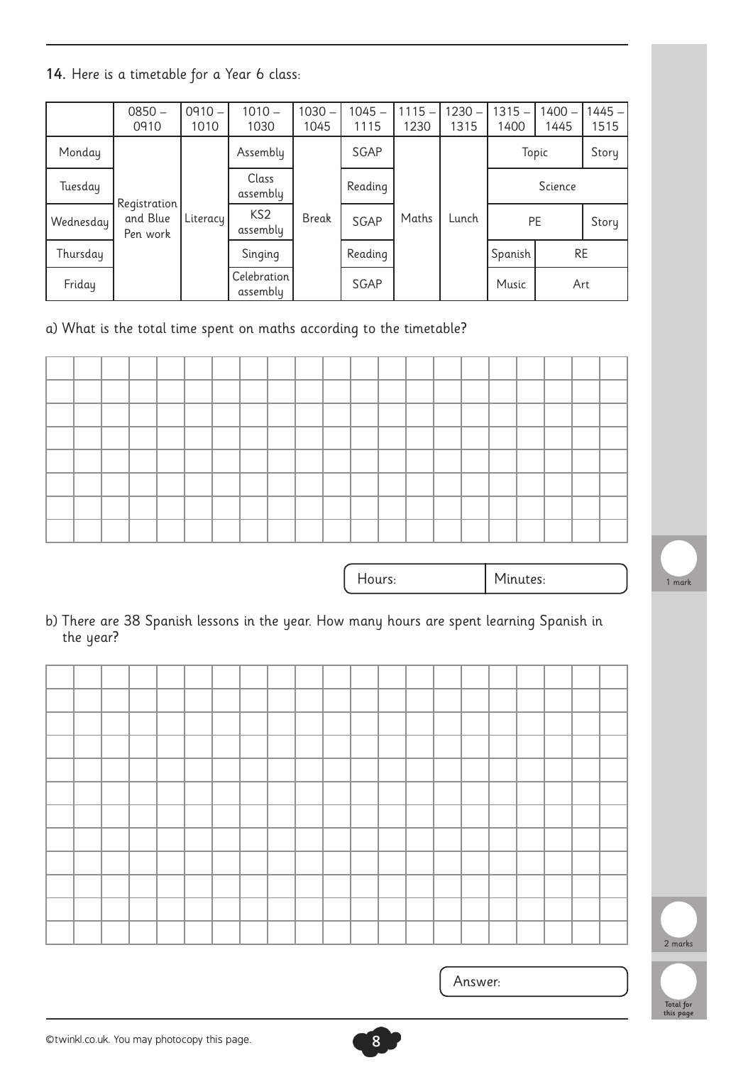**14.** Here is a timetable for a Year 6 class:

| | 0850 – 0910 | 0910 – 1010 | 1010 – 1030 | 1030 – 1045 | 1045 – 1115 | 1115 – 1230 | 1230 – 1315 | 1315 – 1400 | 1400 – 1445 | 1445 – 1515 |
|---|---|---|---|---|---|---|---|---|---|---|
| Monday | Registration and Blue Pen work | Literacy | Assembly | Break | SGAP | Maths | Lunch | Topic | | Story |
| Tuesday | | | Class assembly | | Reading | | | Science | | |
| Wednesday | | | KS2 assembly | | SGAP | | | PE | | Story |
| Thursday | | | Singing | | Reading | | | Spanish | RE | |
| Friday | | | Celebration assembly | | SGAP | | | Music | Art | |

a) What is the total time spent on maths according to the timetable?

Hours: Minutes:

1 mark

b) There are 38 Spanish lessons in the year. How many hours are spent learning Spanish in the year?

Answer:

2 marks

Total for this page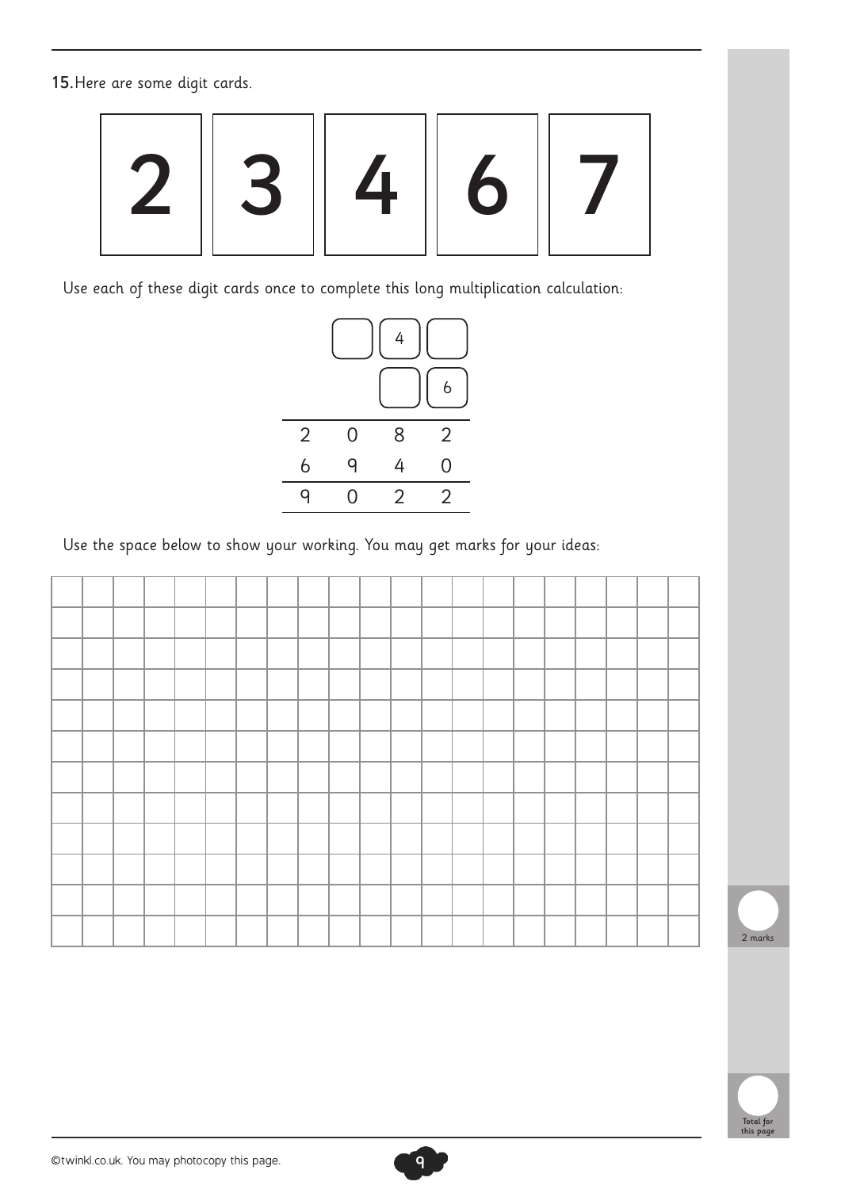**15.** Here are some digit cards.

| 2 | 3 | 4 | 6 | 7 |
|---|---|---|---|---|

Use each of these digit cards once to complete this long multiplication calculation:

```
    [ ] [4] [ ]
        [ ] [6]
  -------------
  2   0   8   2
  6   9   4   0
  -------------
  9   0   2   2
  -------------
```

Use the space below to show your working. You may get marks for your ideas:

2 marks

Total for this page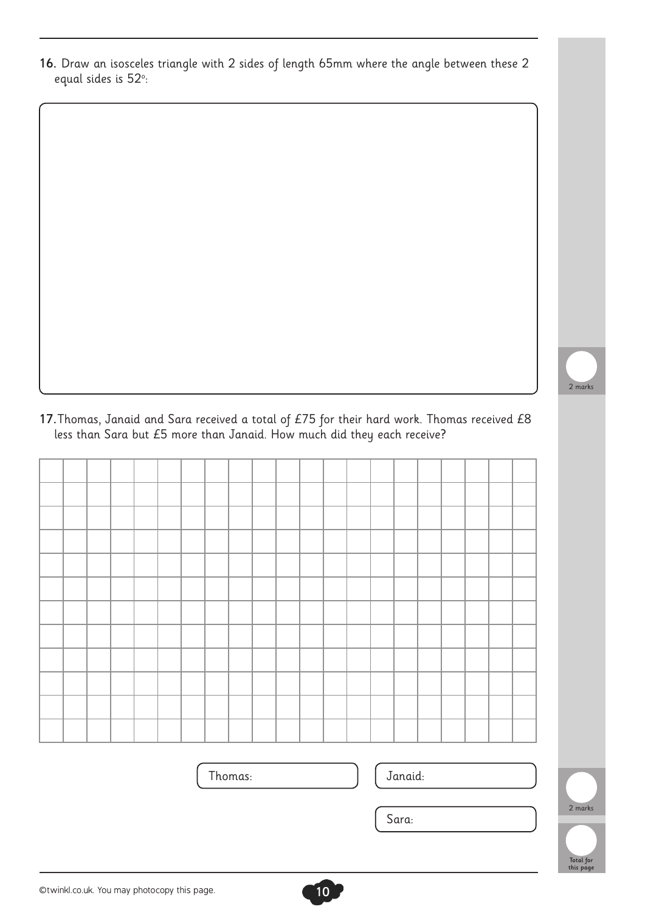16. Draw an isosceles triangle with 2 sides of length 65mm where the angle between these 2 equal sides is 52°:

2 marks

17. Thomas, Janaid and Sara received a total of £75 for their hard work. Thomas received £8 less than Sara but £5 more than Janaid. How much did they each receive?

Thomas:

Janaid:

Sara:

2 marks

Total for this page

©twinkl.co.uk. You may photocopy this page.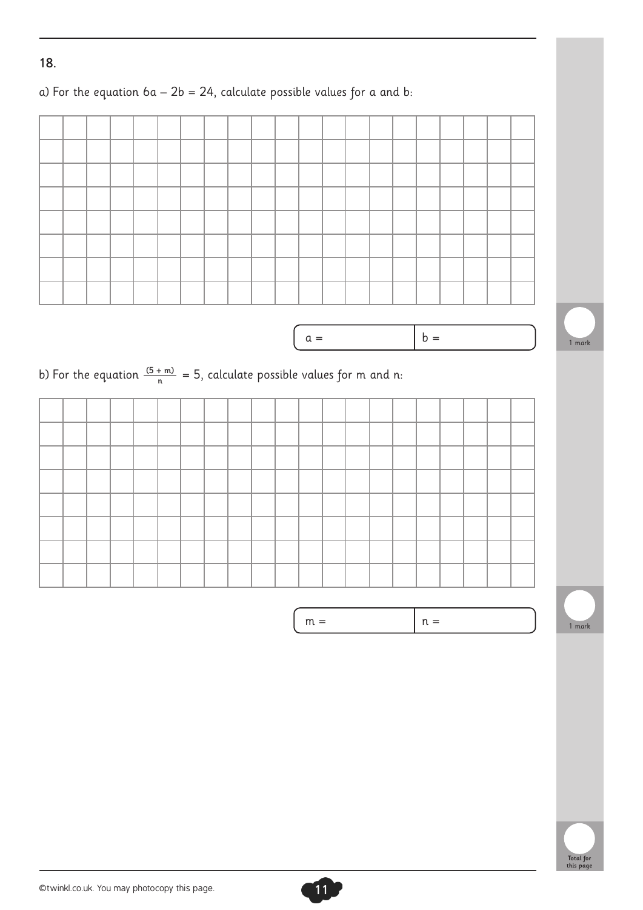18.

a) For the equation $6a - 2b = 24$, calculate possible values for a and b:

| a = | b = |
|---|---|

1 mark

b) For the equation $\frac{(5 + m)}{n} = 5$, calculate possible values for m and n:

| m = | n = |
|---|---|

1 mark

Total for this page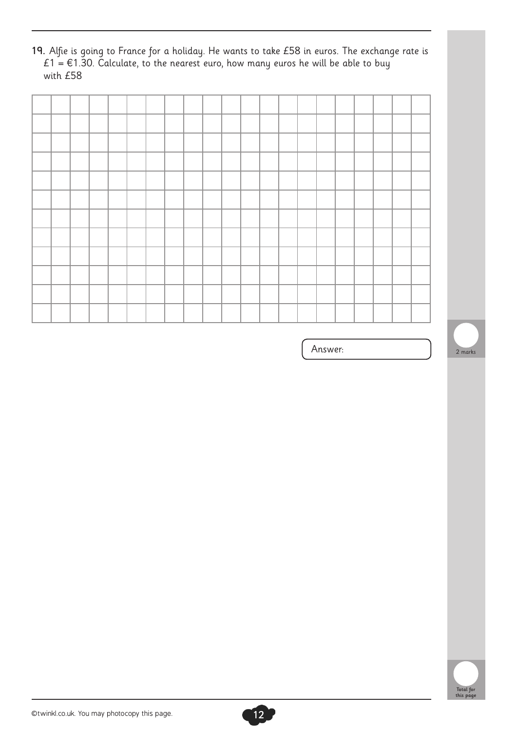**19.** Alfie is going to France for a holiday. He wants to take £58 in euros. The exchange rate is £1 = €1.30. Calculate, to the nearest euro, how many euros he will be able to buy with £58

Answer:

2 marks

Total for this page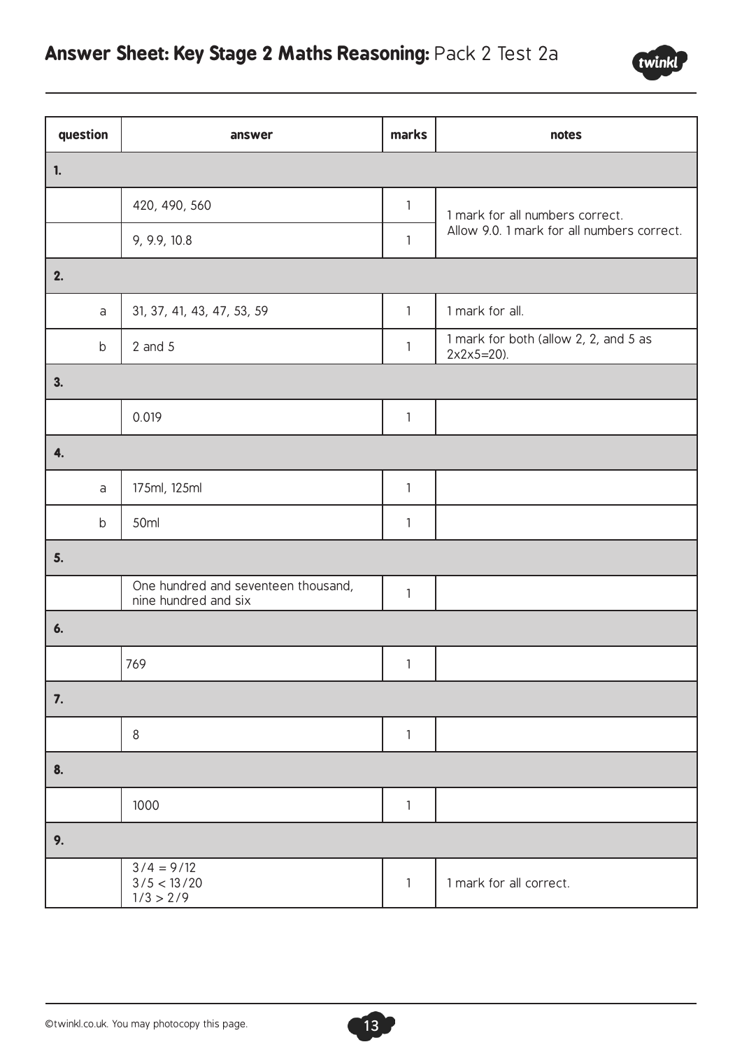# Answer Sheet: Key Stage 2 Maths Reasoning: Pack 2 Test 2a

| question | answer | marks | notes |
|---|---|---|---|
| **1.** | | | |
| | 420, 490, 560 | 1 | 1 mark for all numbers correct. |
| | 9, 9.9, 10.8 | 1 | Allow 9.0. 1 mark for all numbers correct. |
| **2.** | | | |
| a | 31, 37, 41, 43, 47, 53, 59 | 1 | 1 mark for all. |
| b | 2 and 5 | 1 | 1 mark for both (allow 2, 2, and 5 as 2x2x5=20). |
| **3.** | | | |
| | 0.019 | 1 | |
| **4.** | | | |
| a | 175ml, 125ml | 1 | |
| b | 50ml | 1 | |
| **5.** | | | |
| | One hundred and seventeen thousand, nine hundred and six | 1 | |
| **6.** | | | |
| | 769 | 1 | |
| **7.** | | | |
| | 8 | 1 | |
| **8.** | | | |
| | 1000 | 1 | |
| **9.** | | | |
| | $3/4 = 9/12$<br>$3/5 < 13/20$<br>$1/3 > 2/9$ | 1 | 1 mark for all correct. |

©twinkl.co.uk. You may photocopy this page.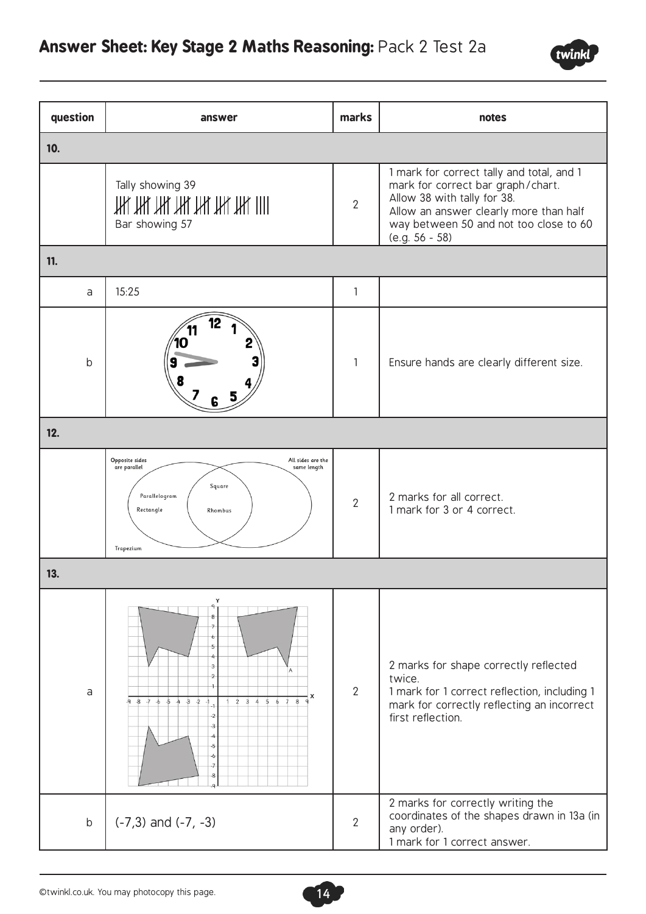## Answer Sheet: Key Stage 2 Maths Reasoning: Pack 2 Test 2a

| question | answer | marks | notes |
|---|---|---|---|
| **10.** | | | |
| | Tally showing 39 <br> 𝍸 𝍸 𝍸 𝍸 𝍸 𝍸 𝍸 IIII <br> Bar showing 57 | 2 | 1 mark for correct tally and total, and 1 mark for correct bar graph/chart. Allow 38 with tally for 38. Allow an answer clearly more than half way between 50 and not too close to 60 (e.g. 56 - 58) |
| **11.** | | | |
| a | 15:25 | 1 | |
| b | Clock face showing 9:45 | 1 | Ensure hands are clearly different size. |
| **12.** | | | |
| | Venn diagram: "Opposite sides are parallel" circle and "All sides are the same length" circle. Parallelogram, Rectangle in "Opposite sides are parallel" only; Square, Rhombus in overlap; Trapezium outside both. | 2 | 2 marks for all correct. <br> 1 mark for 3 or 4 correct. |
| **13.** | | | |
| a | Grid showing shape A reflected in the y-axis and then in the x-axis | 2 | 2 marks for shape correctly reflected twice. <br> 1 mark for 1 correct reflection, including 1 mark for correctly reflecting an incorrect first reflection. |
| b | (-7,3) and (-7, -3) | 2 | 2 marks for correctly writing the coordinates of the shapes drawn in 13a (in any order). <br> 1 mark for 1 correct answer. |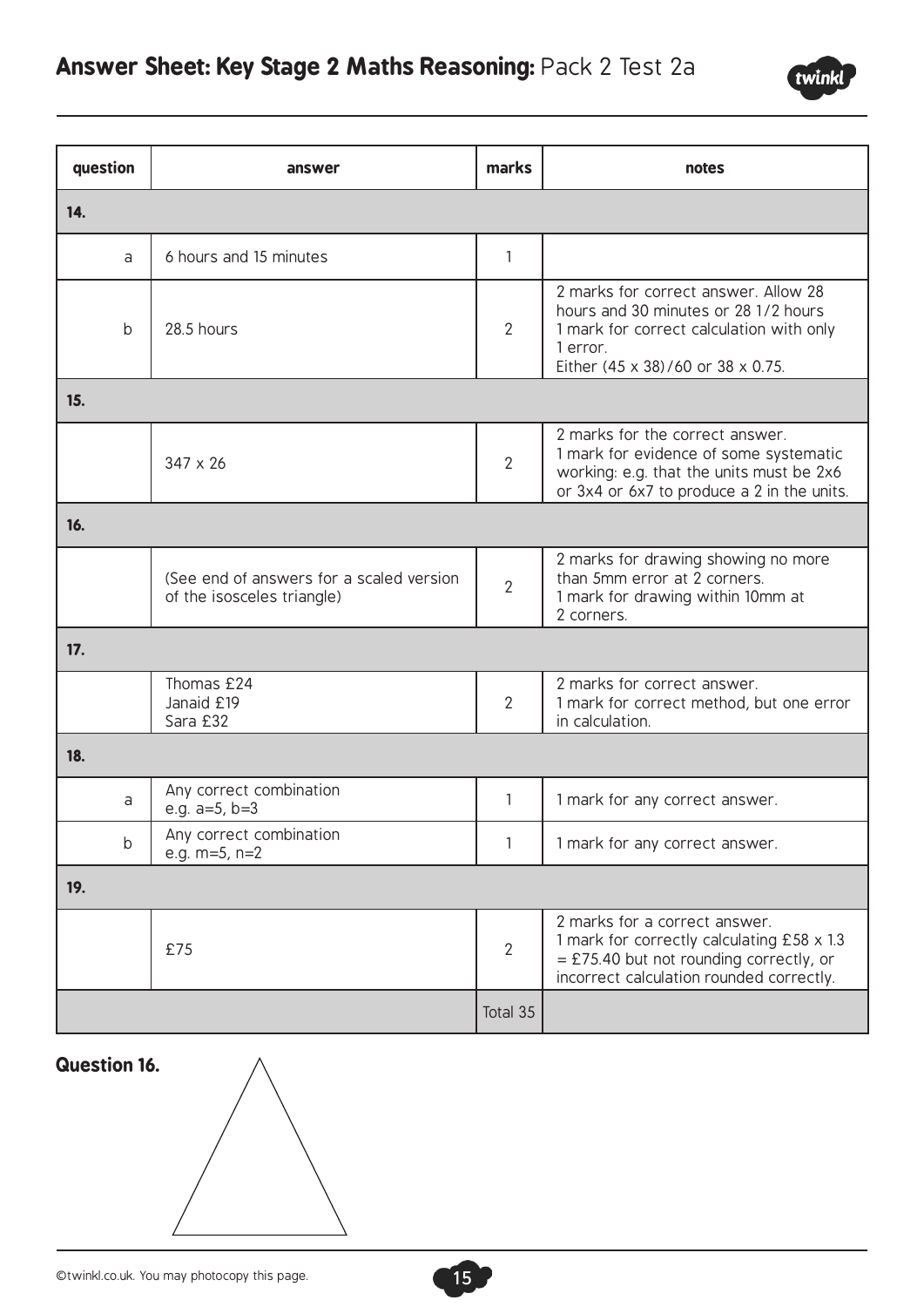## Answer Sheet: Key Stage 2 Maths Reasoning: Pack 2 Test 2a

| question | answer | marks | notes |
|---|---|---|---|
| **14.** | | | |
| a | 6 hours and 15 minutes | 1 | |
| b | 28.5 hours | 2 | 2 marks for correct answer. Allow 28 hours and 30 minutes or 28 1/2 hours 1 mark for correct calculation with only 1 error. Either (45 x 38)/60 or 38 x 0.75. |
| **15.** | | | |
| | 347 x 26 | 2 | 2 marks for the correct answer. 1 mark for evidence of some systematic working: e.g. that the units must be 2x6 or 3x4 or 6x7 to produce a 2 in the units. |
| **16.** | | | |
| | (See end of answers for a scaled version of the isosceles triangle) | 2 | 2 marks for drawing showing no more than 5mm error at 2 corners. 1 mark for drawing within 10mm at 2 corners. |
| **17.** | | | |
| | Thomas £24<br>Janaid £19<br>Sara £32 | 2 | 2 marks for correct answer. 1 mark for correct method, but one error in calculation. |
| **18.** | | | |
| a | Any correct combination e.g. a=5, b=3 | 1 | 1 mark for any correct answer. |
| b | Any correct combination e.g. m=5, n=2 | 1 | 1 mark for any correct answer. |
| **19.** | | | |
| | £75 | 2 | 2 marks for a correct answer. 1 mark for correctly calculating £58 x 1.3 = £75.40 but not rounding correctly, or incorrect calculation rounded correctly. |
| | | Total 35 | |

**Question 16.**

©twinkl.co.uk. You may photocopy this page.